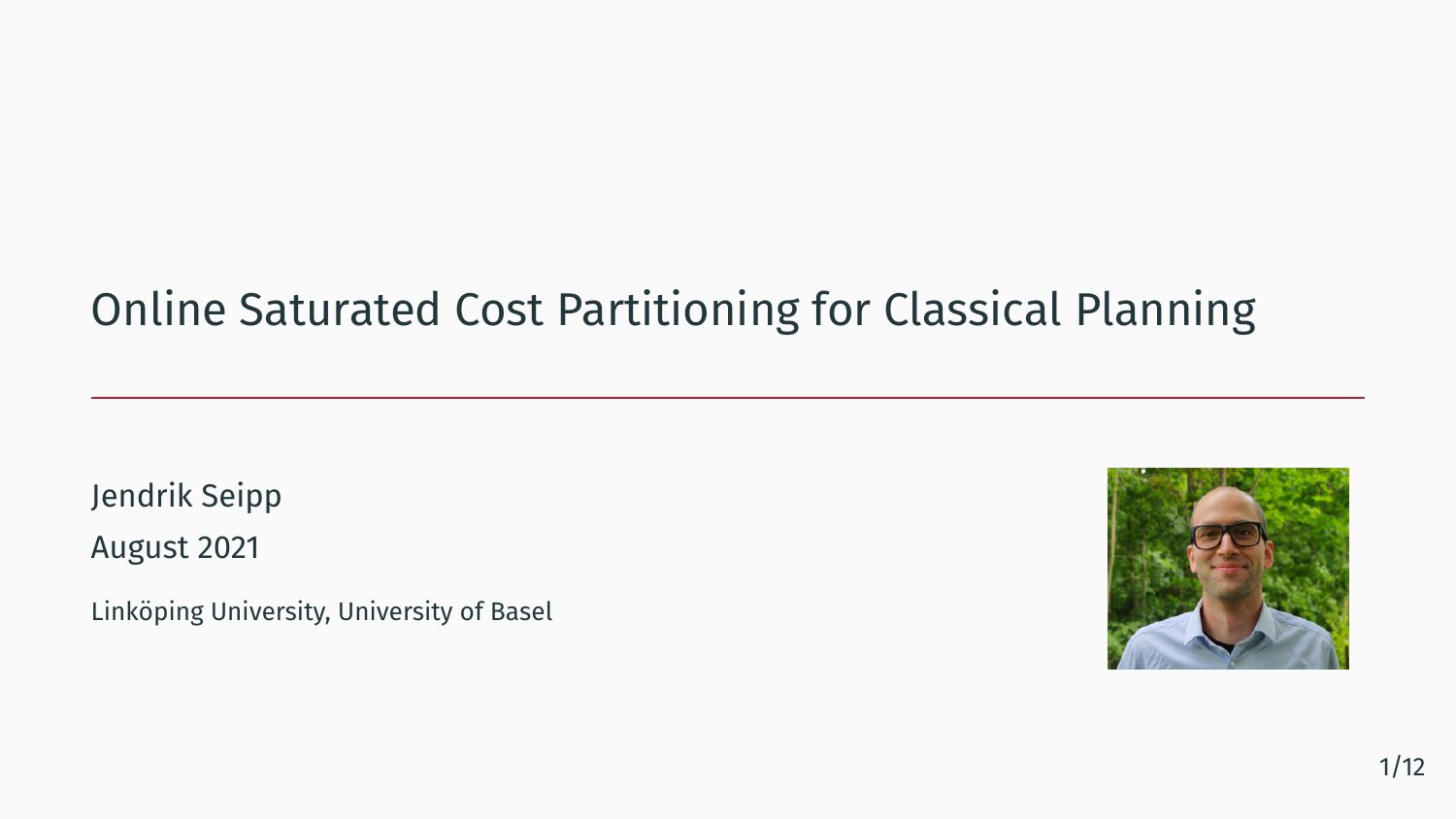# Online Saturated Cost Partitioning for Classical Planning

Jendrik Seipp

August 2021

Linköping University, University of Basel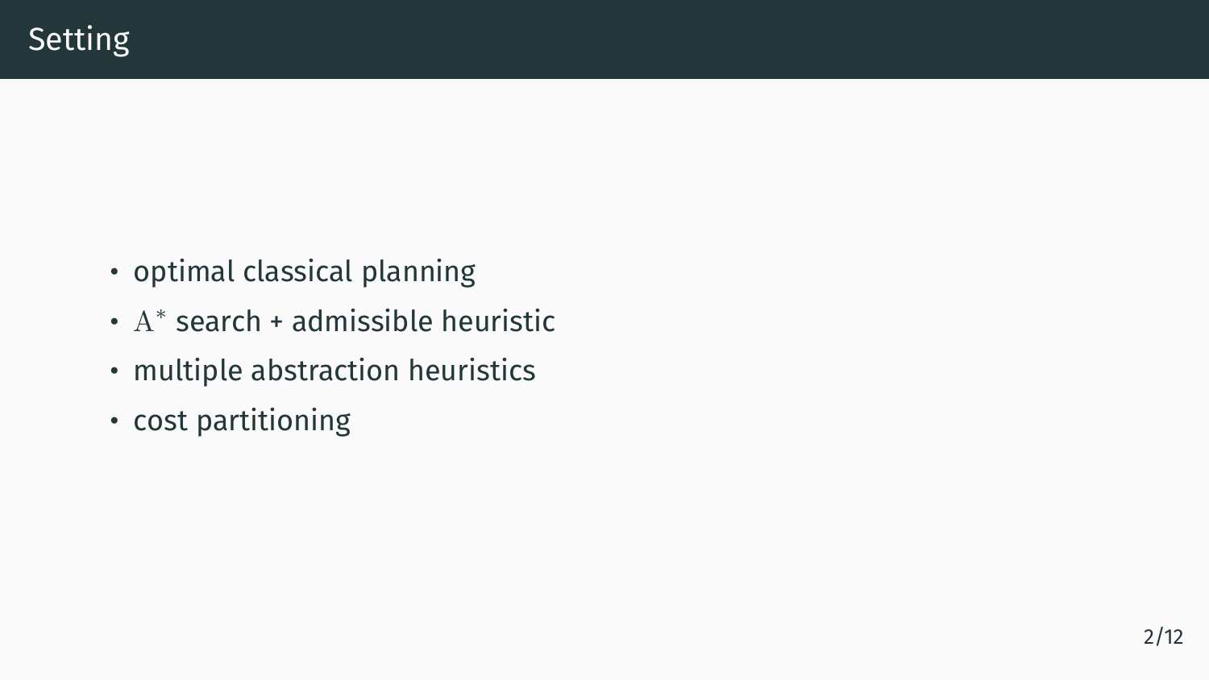# Setting

- optimal classical planning
- $A^*$ search + admissible heuristic
- multiple abstraction heuristics
- cost partitioning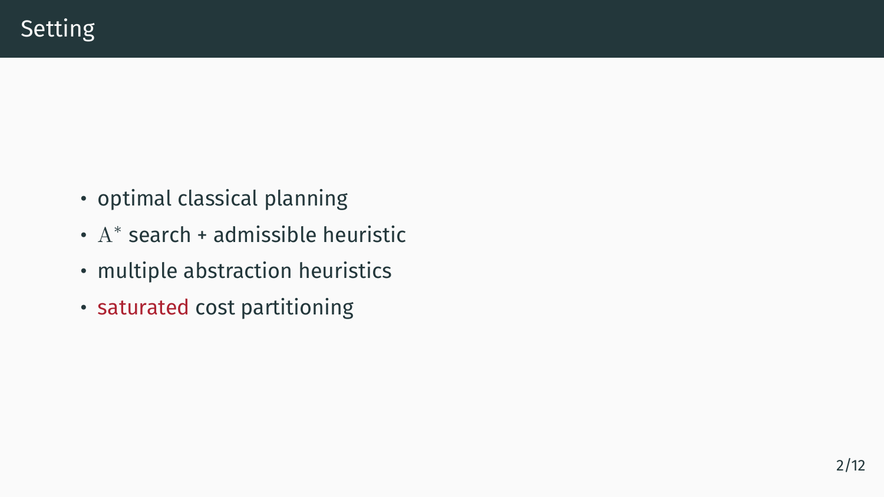# Setting

- optimal classical planning
- $A^*$ search + admissible heuristic
- multiple abstraction heuristics
- saturated cost partitioning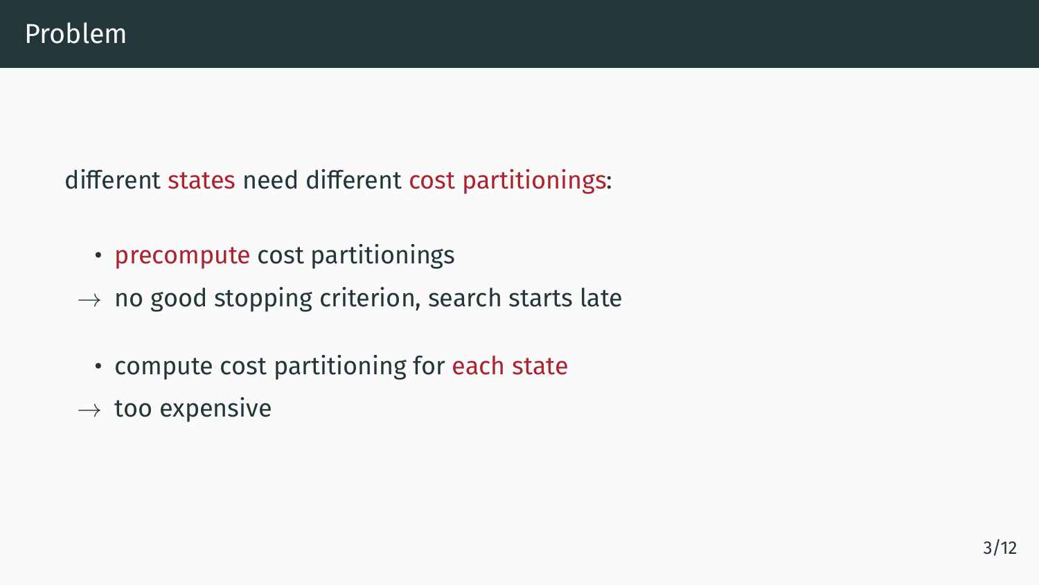# Problem

different states need different cost partitionings:

- precompute cost partitionings

$\rightarrow$ no good stopping criterion, search starts late

- compute cost partitioning for each state

$\rightarrow$ too expensive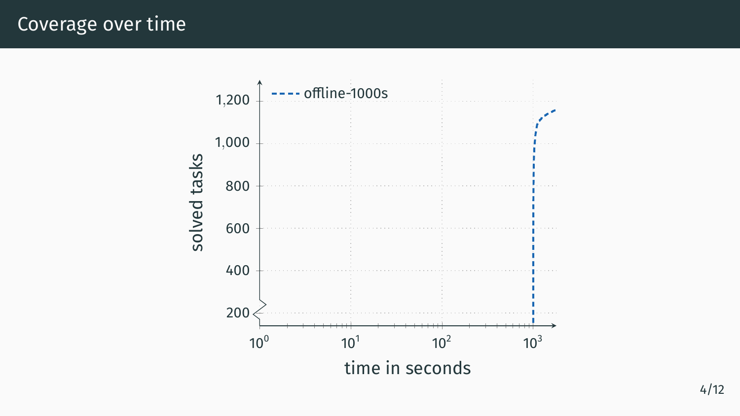# Coverage over time

offline-1000s

1,200
1,000
800
600
400
200

solved tasks

$10^0$
$10^1$
$10^2$
$10^3$

time in seconds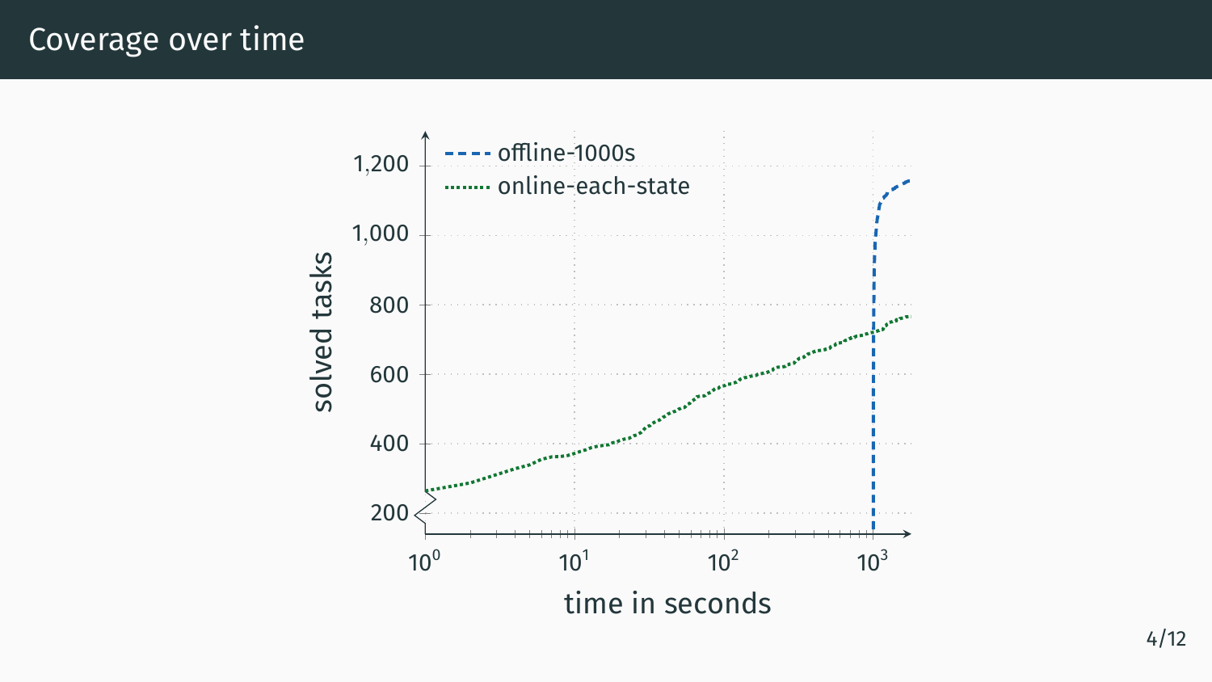# Coverage over time

1,200
1,000
800
600
400
200

solved tasks

$10^0$
$10^1$
$10^2$
$10^3$

time in seconds

offline-1000s
online-each-state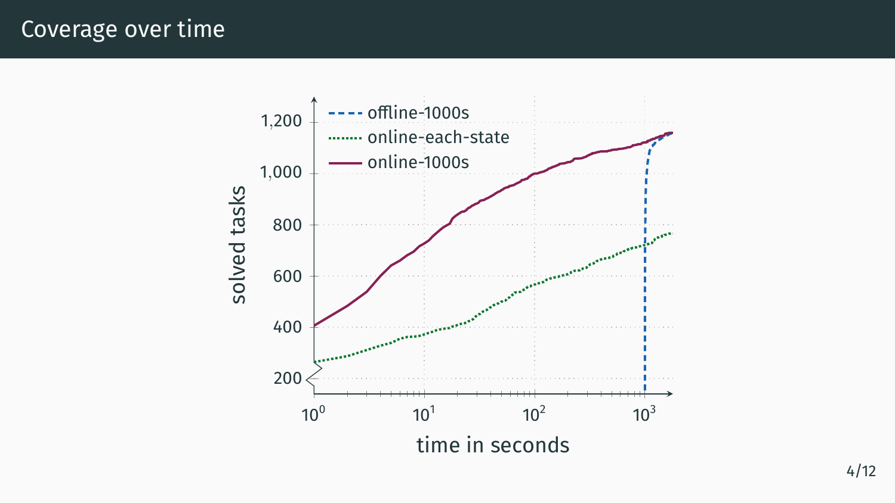# Coverage over time

offline-1000s
online-each-state
online-1000s

solved tasks

1,200
1,000
800
600
400
200

$10^0$
$10^1$
$10^2$
$10^3$

time in seconds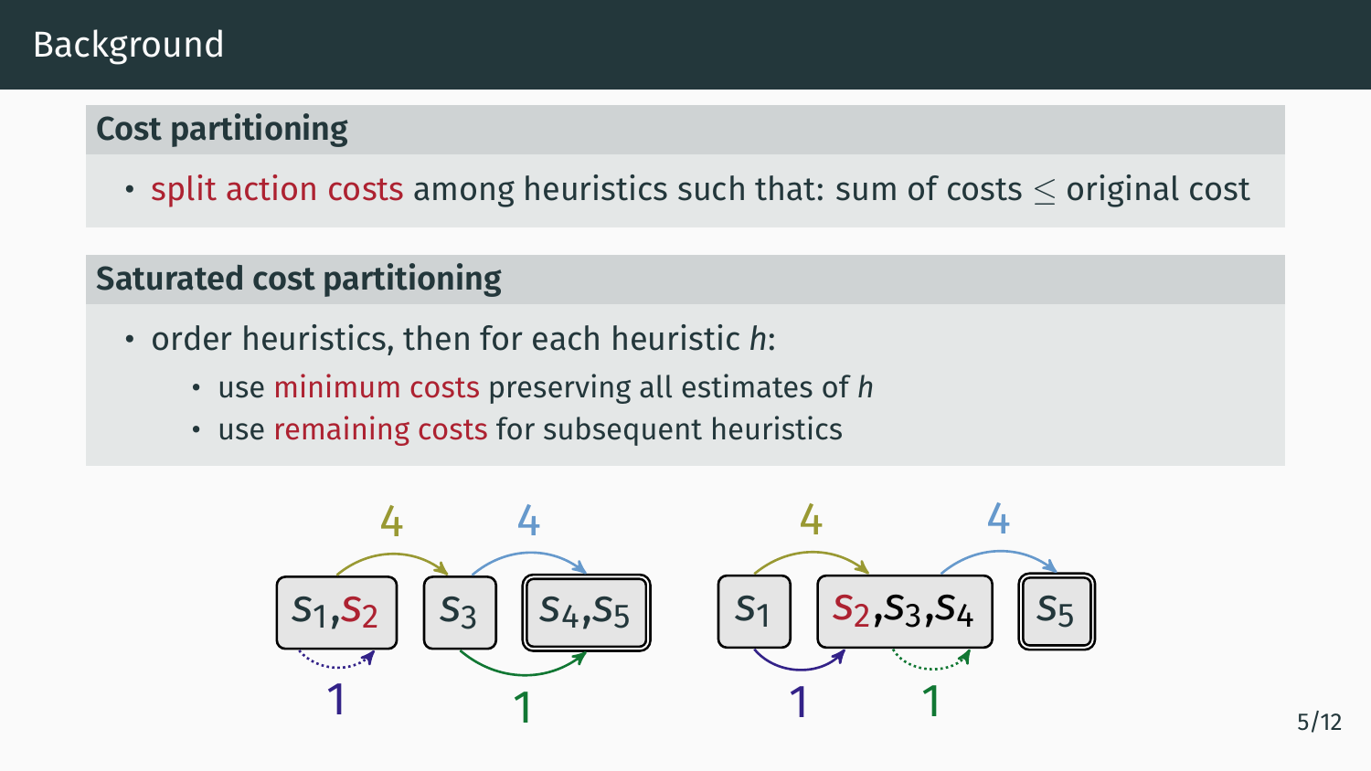# Background

## Cost partitioning

- split action costs among heuristics such that: sum of costs $\leq$ original cost

## Saturated cost partitioning

- order heuristics, then for each heuristic $h$:
  - use minimum costs preserving all estimates of $h$
  - use remaining costs for subsequent heuristics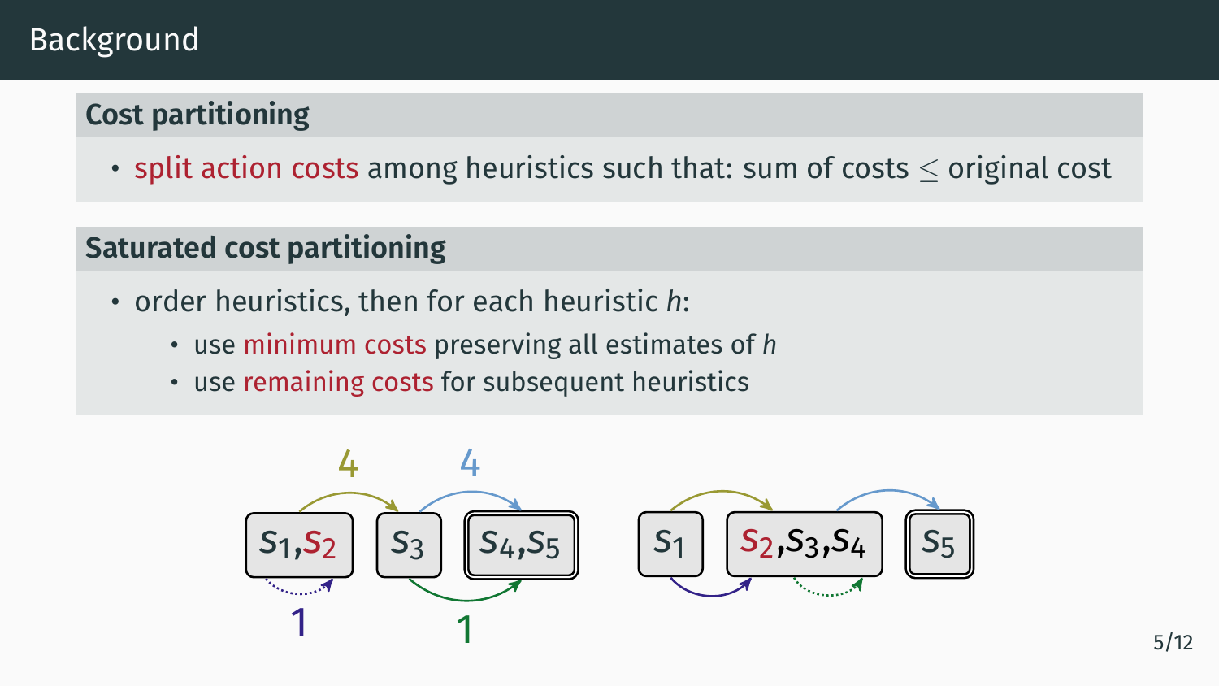# Background

## Cost partitioning

- split action costs among heuristics such that: sum of costs $\leq$ original cost

## Saturated cost partitioning

- order heuristics, then for each heuristic $h$:
  - use minimum costs preserving all estimates of $h$
  - use remaining costs for subsequent heuristics

4

4

$s_1, s_2$

$s_3$

$s_4, s_5$

1

1

$s_1$

$s_2, s_3, s_4$

$s_5$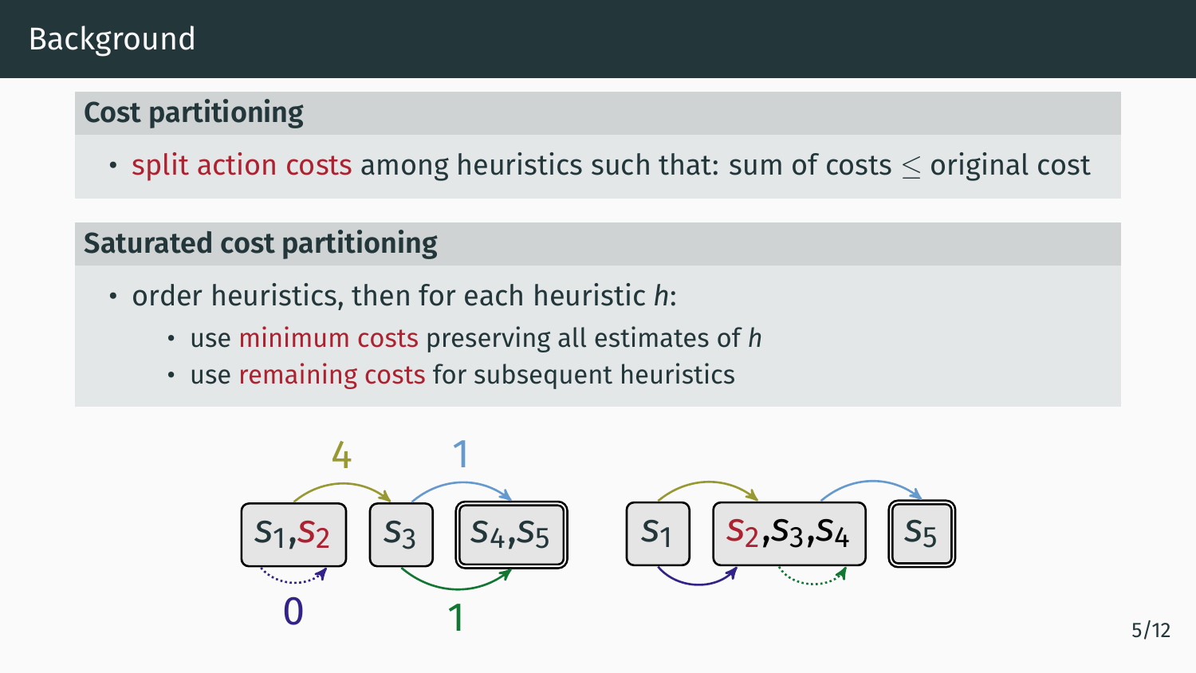# Background

## Cost partitioning

- split action costs among heuristics such that: sum of costs $\leq$ original cost

## Saturated cost partitioning

- order heuristics, then for each heuristic $h$:
  - use minimum costs preserving all estimates of $h$
  - use remaining costs for subsequent heuristics

4

1

$s_1,s_2$

$s_3$

$s_4,s_5$

$s_1$

$s_2,s_3,s_4$

$s_5$

0

1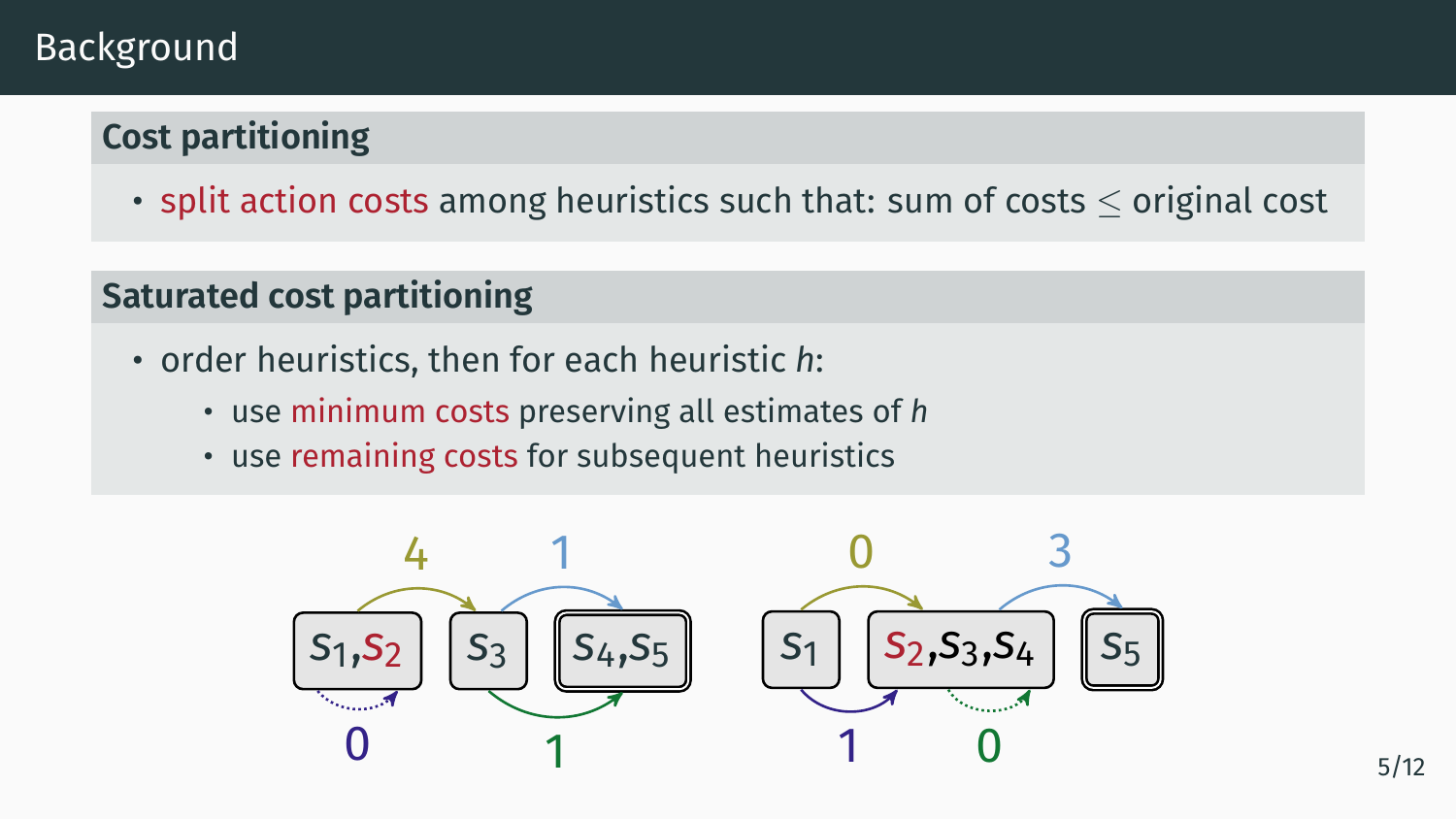# Background

## Cost partitioning

- split action costs among heuristics such that: sum of costs $\leq$ original cost

## Saturated cost partitioning

- order heuristics, then for each heuristic $h$:
  - use minimum costs preserving all estimates of $h$
  - use remaining costs for subsequent heuristics

4 1

$s_1,s_2$ $s_3$ $s_4,s_5$

0 1

0 3

$s_1$ $s_2,s_3,s_4$ $s_5$

1 0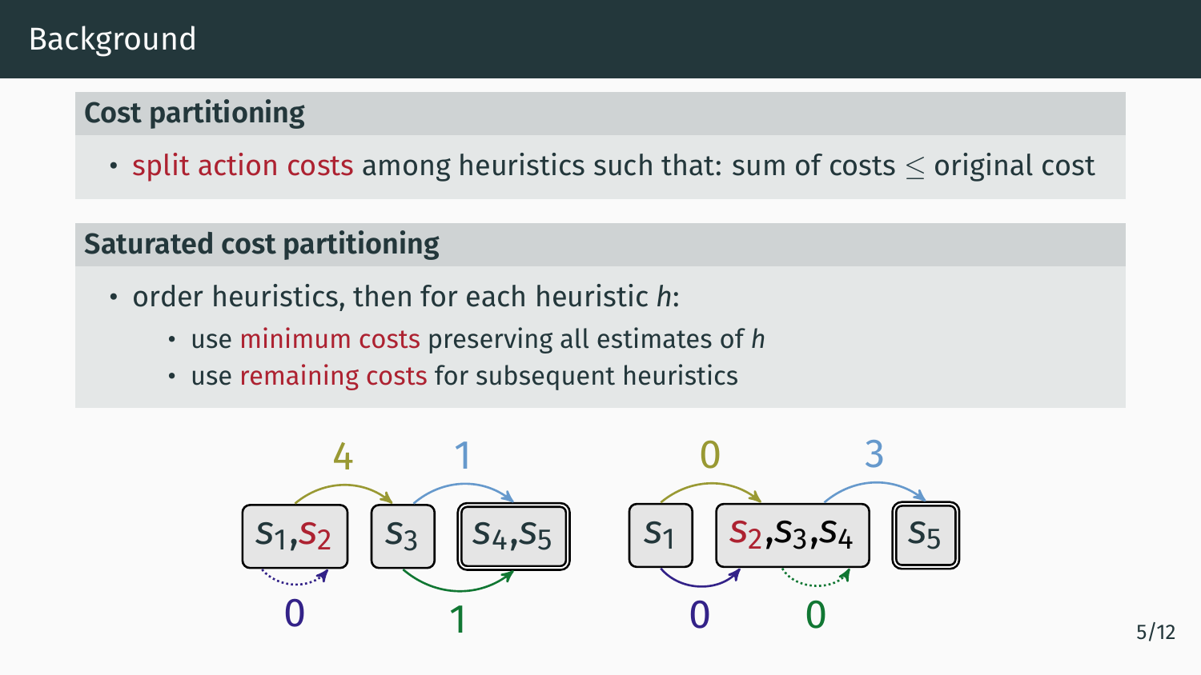# Background

## Cost partitioning

- split action costs among heuristics such that: sum of costs ≤ original cost

## Saturated cost partitioning

- order heuristics, then for each heuristic *h*:
  - use minimum costs preserving all estimates of *h*
  - use remaining costs for subsequent heuristics

4 1

$s_1$,$s_2$ $s_3$ $s_4$,$s_5$

0 1

0 3

$s_1$ $s_2$,$s_3$,$s_4$ $s_5$

0 0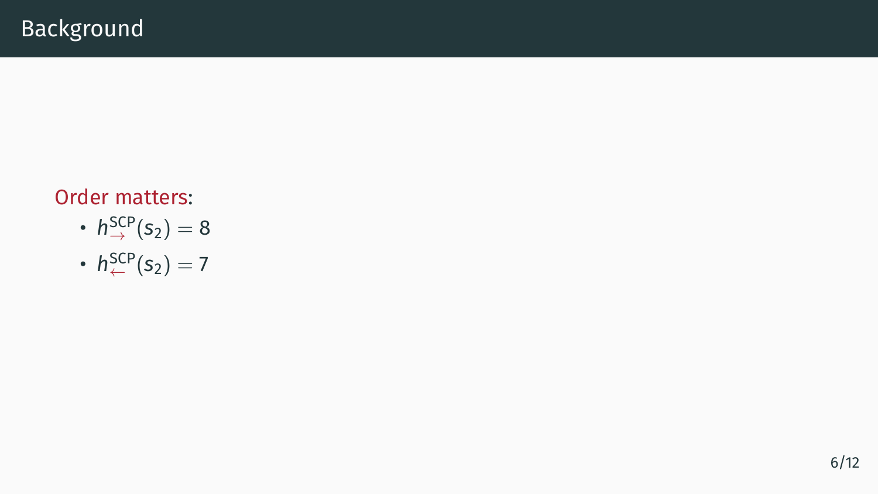# Background

Order matters:

- $h^{\text{SCP}}_{\rightarrow}(s_2) = 8$
- $h^{\text{SCP}}_{\leftarrow}(s_2) = 7$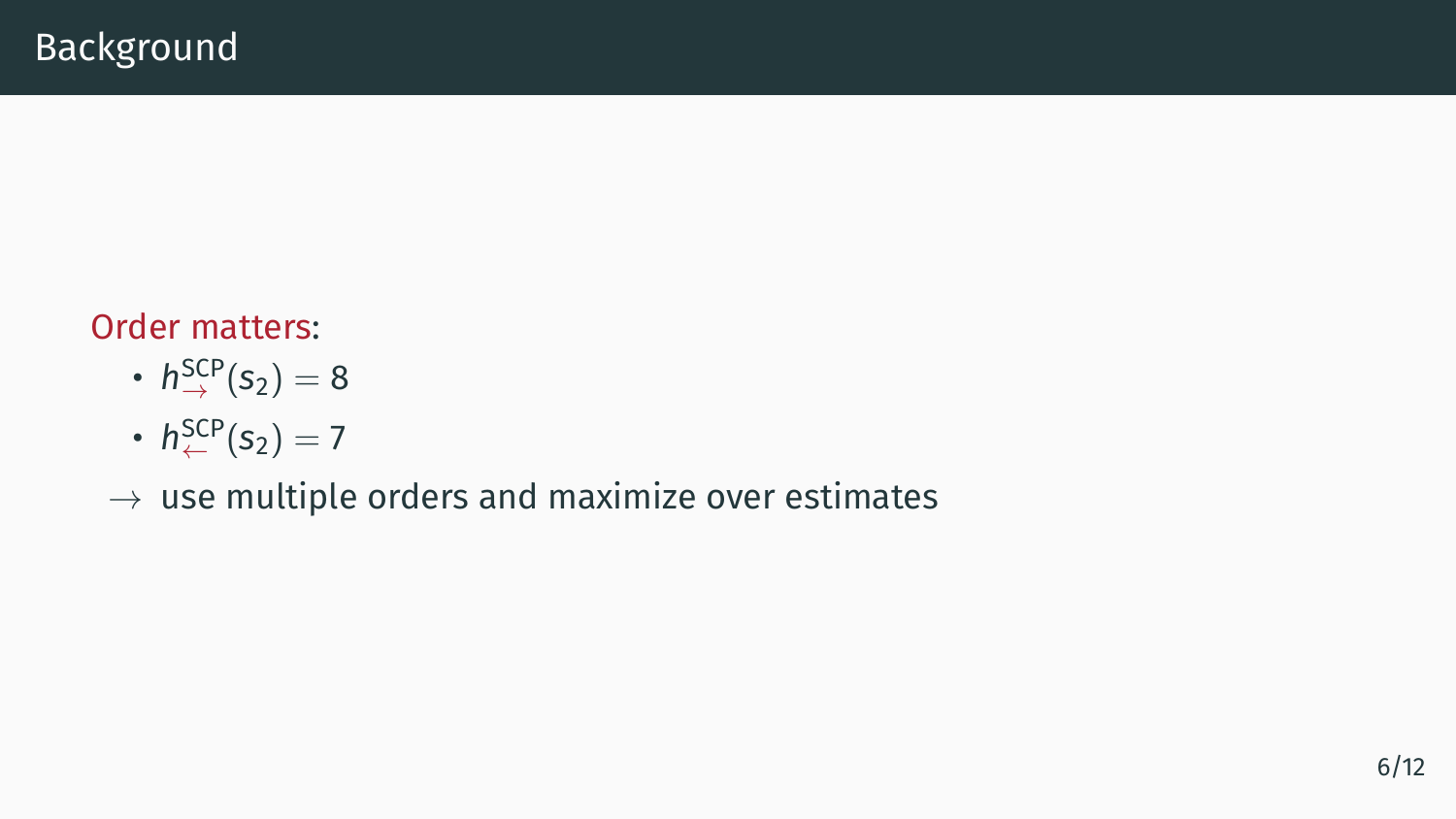# Background

Order matters:

- $h^{\mathrm{SCP}}_{\rightarrow}(s_2) = 8$
- $h^{\mathrm{SCP}}_{\leftarrow}(s_2) = 7$

$\rightarrow$ use multiple orders and maximize over estimates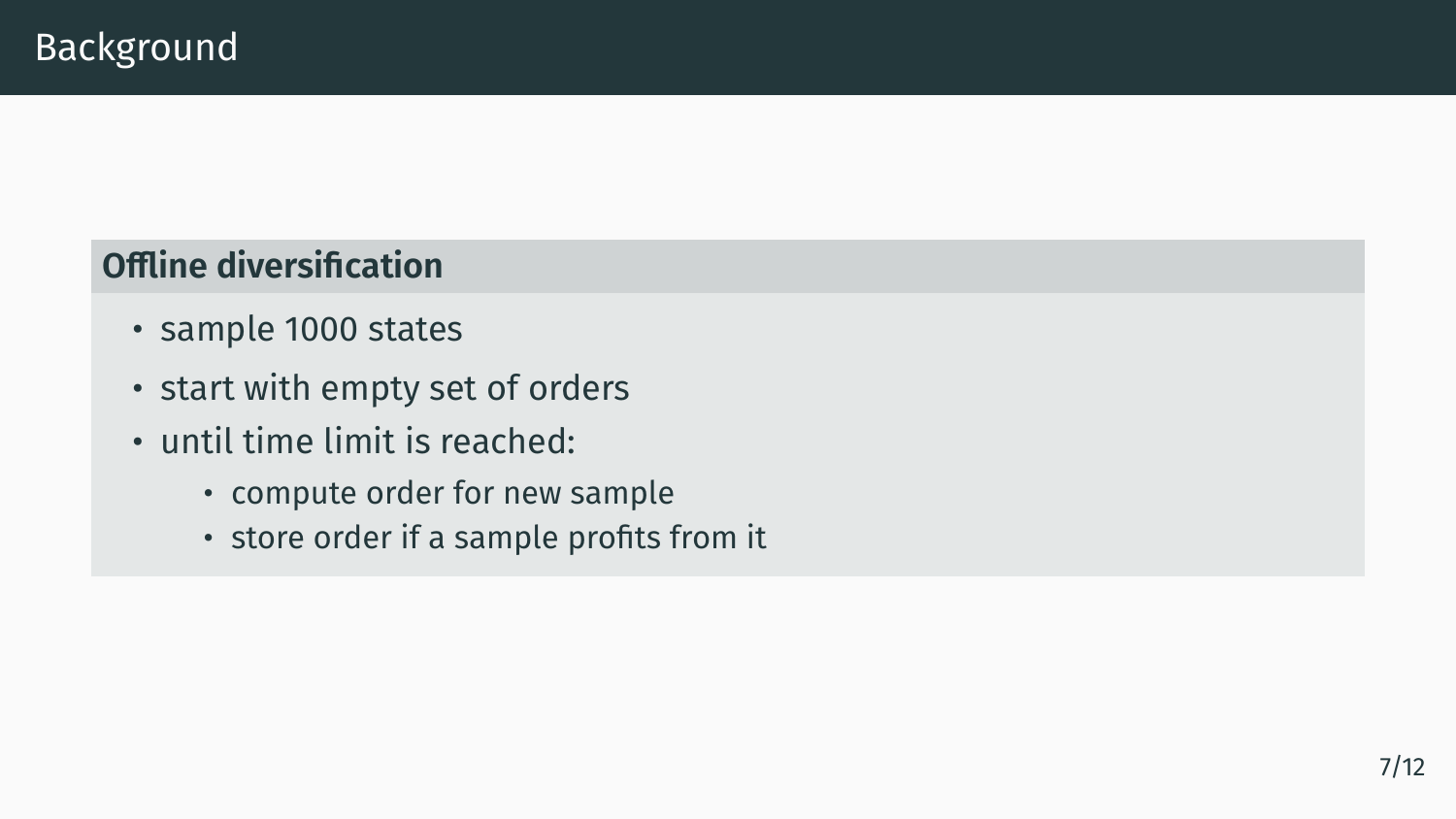# Background

### Offline diversification

- sample 1000 states
- start with empty set of orders
- until time limit is reached:
  - compute order for new sample
  - store order if a sample profits from it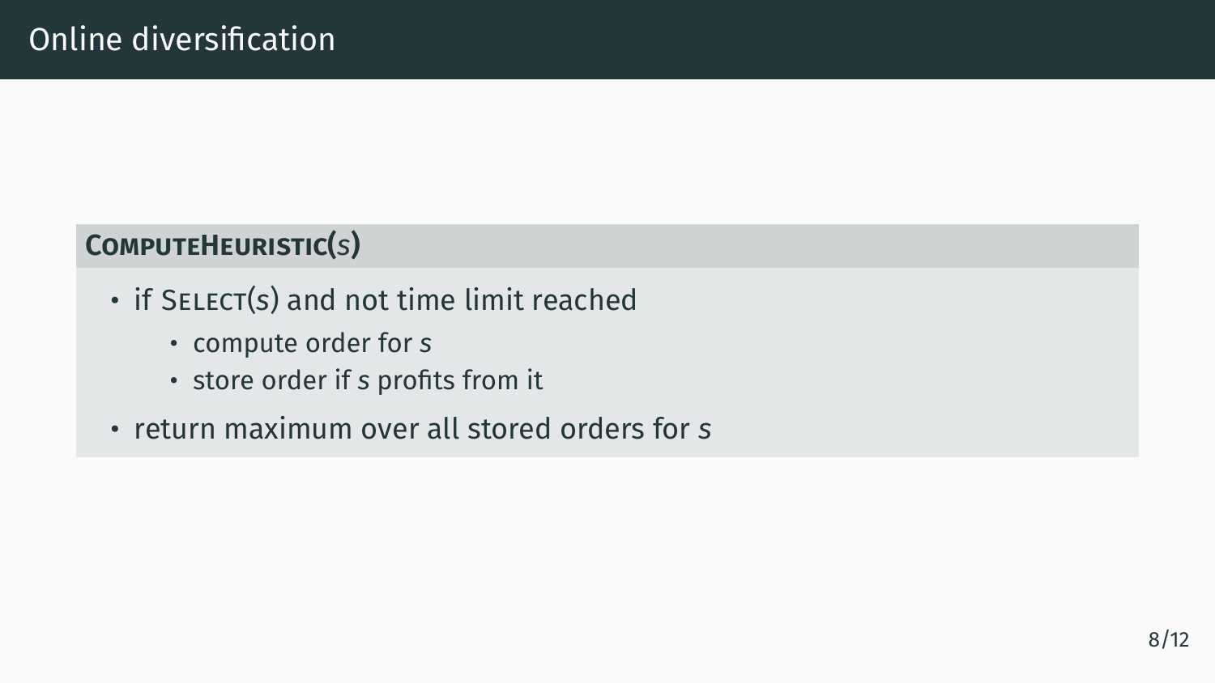# Online diversification

**ComputeHeuristic($s$)**

- if Select($s$) and not time limit reached
  - compute order for $s$
  - store order if $s$ profits from it
- return maximum over all stored orders for $s$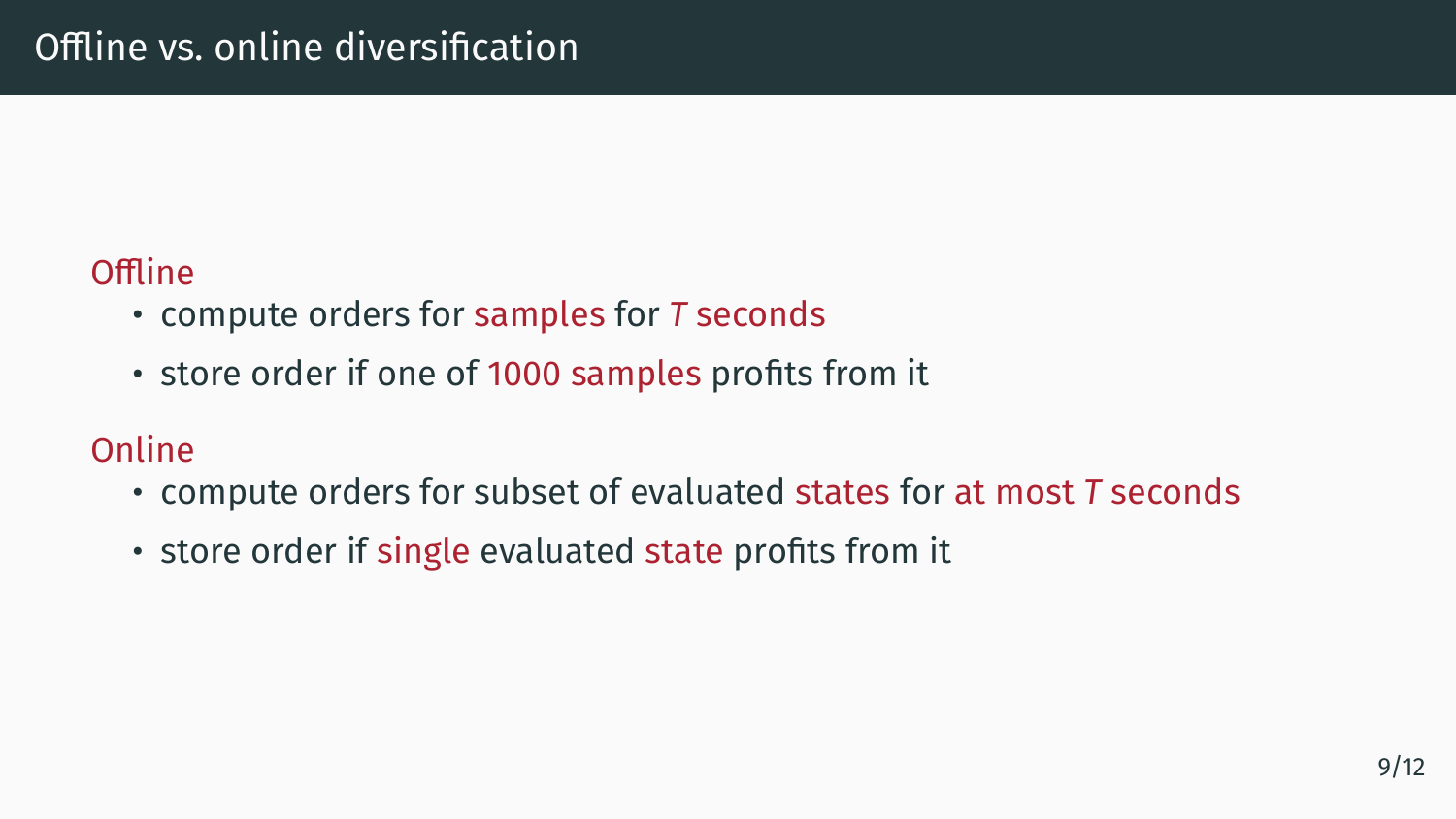# Offline vs. online diversification

Offline

- compute orders for samples for $T$ seconds
- store order if one of 1000 samples profits from it

Online

- compute orders for subset of evaluated states for at most $T$ seconds
- store order if single evaluated state profits from it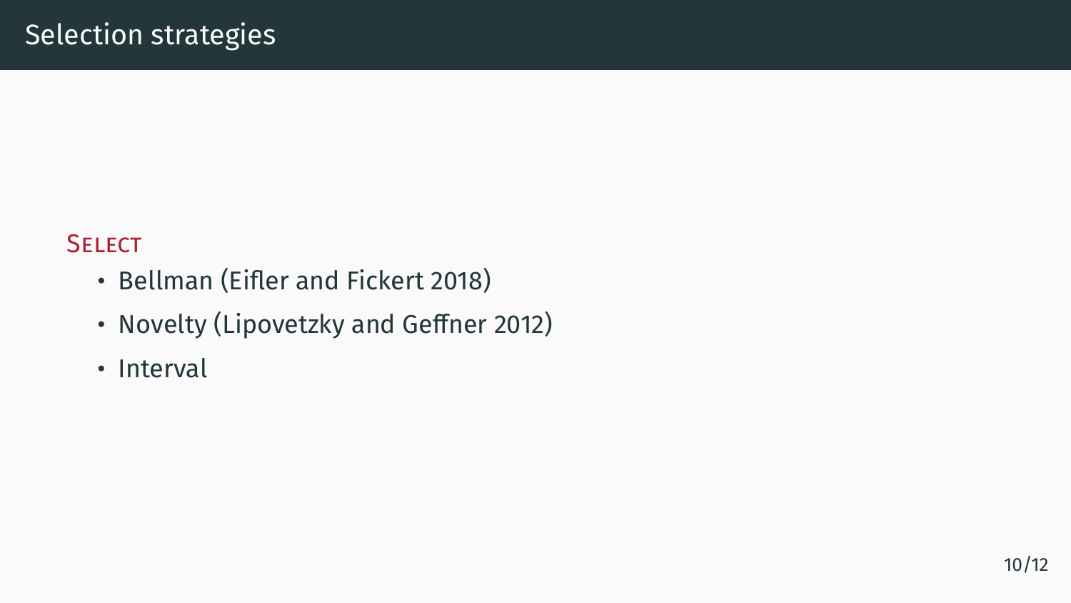# Selection strategies

**Select**

- Bellman (Eifler and Fickert 2018)
- Novelty (Lipovetzky and Geffner 2012)
- Interval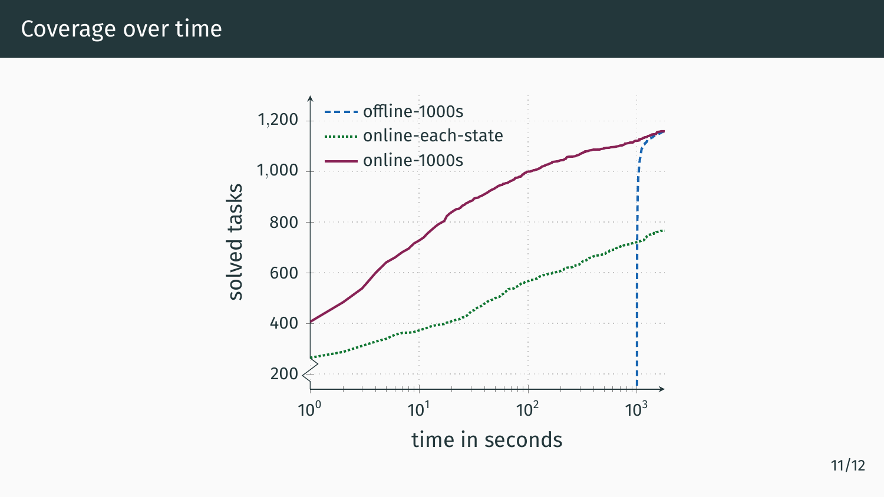# Coverage over time

offline-1000s
online-each-state
online-1000s

solved tasks

1,200
1,000
800
600
400
200

time in seconds

$10^0$
$10^1$
$10^2$
$10^3$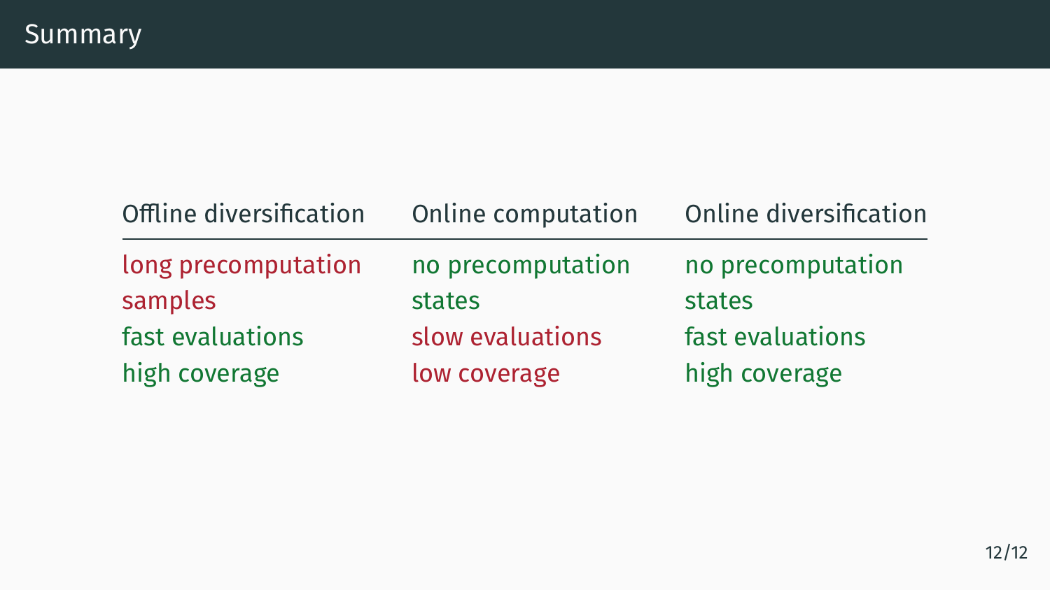# Summary

| Offline diversification | Online computation | Online diversification |
|---|---|---|
| long precomputation | no precomputation | no precomputation |
| samples | states | states |
| fast evaluations | slow evaluations | fast evaluations |
| high coverage | low coverage | high coverage |